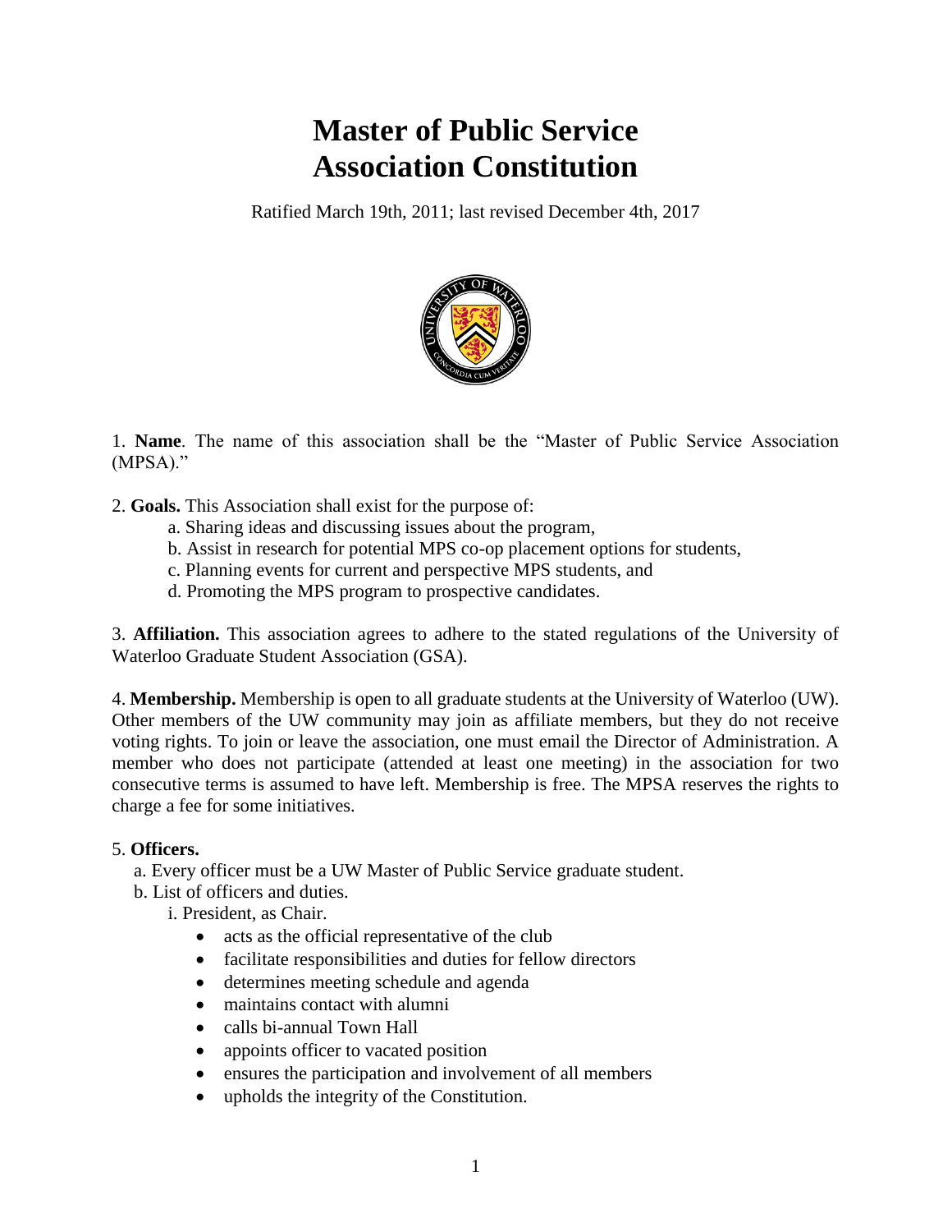# Master of Public Service Association Constitution

Ratified March 19th, 2011; last revised December 4th, 2017

1. **Name**. The name of this association shall be the "Master of Public Service Association (MPSA)."

2. **Goals.** This Association shall exist for the purpose of:
    a. Sharing ideas and discussing issues about the program,
    b. Assist in research for potential MPS co-op placement options for students,
    c. Planning events for current and perspective MPS students, and
    d. Promoting the MPS program to prospective candidates.

3. **Affiliation.** This association agrees to adhere to the stated regulations of the University of Waterloo Graduate Student Association (GSA).

4. **Membership.** Membership is open to all graduate students at the University of Waterloo (UW). Other members of the UW community may join as affiliate members, but they do not receive voting rights. To join or leave the association, one must email the Director of Administration. A member who does not participate (attended at least one meeting) in the association for two consecutive terms is assumed to have left. Membership is free. The MPSA reserves the rights to charge a fee for some initiatives.

5. **Officers.**
    a. Every officer must be a UW Master of Public Service graduate student.
    b. List of officers and duties.
        i. President, as Chair.
        - acts as the official representative of the club
        - facilitate responsibilities and duties for fellow directors
        - determines meeting schedule and agenda
        - maintains contact with alumni
        - calls bi-annual Town Hall
        - appoints officer to vacated position
        - ensures the participation and involvement of all members
        - upholds the integrity of the Constitution.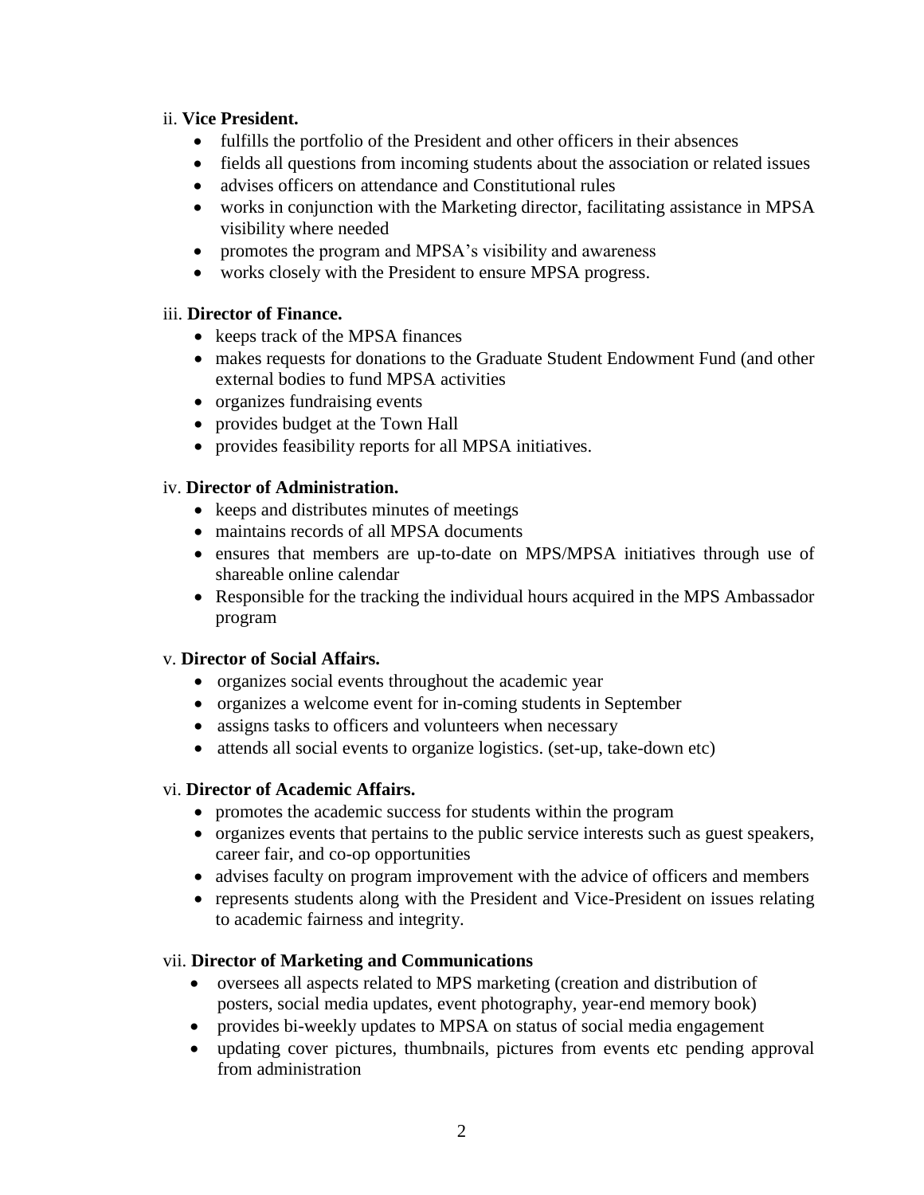ii. **Vice President.**

- fulfills the portfolio of the President and other officers in their absences
- fields all questions from incoming students about the association or related issues
- advises officers on attendance and Constitutional rules
- works in conjunction with the Marketing director, facilitating assistance in MPSA visibility where needed
- promotes the program and MPSA's visibility and awareness
- works closely with the President to ensure MPSA progress.

iii. **Director of Finance.**

- keeps track of the MPSA finances
- makes requests for donations to the Graduate Student Endowment Fund (and other external bodies to fund MPSA activities
- organizes fundraising events
- provides budget at the Town Hall
- provides feasibility reports for all MPSA initiatives.

iv. **Director of Administration.**

- keeps and distributes minutes of meetings
- maintains records of all MPSA documents
- ensures that members are up-to-date on MPS/MPSA initiatives through use of shareable online calendar
- Responsible for the tracking the individual hours acquired in the MPS Ambassador program

v. **Director of Social Affairs.**

- organizes social events throughout the academic year
- organizes a welcome event for in-coming students in September
- assigns tasks to officers and volunteers when necessary
- attends all social events to organize logistics. (set-up, take-down etc)

vi. **Director of Academic Affairs.**

- promotes the academic success for students within the program
- organizes events that pertains to the public service interests such as guest speakers, career fair, and co-op opportunities
- advises faculty on program improvement with the advice of officers and members
- represents students along with the President and Vice-President on issues relating to academic fairness and integrity.

vii. **Director of Marketing and Communications**

- oversees all aspects related to MPS marketing (creation and distribution of posters, social media updates, event photography, year-end memory book)
- provides bi-weekly updates to MPSA on status of social media engagement
- updating cover pictures, thumbnails, pictures from events etc pending approval from administration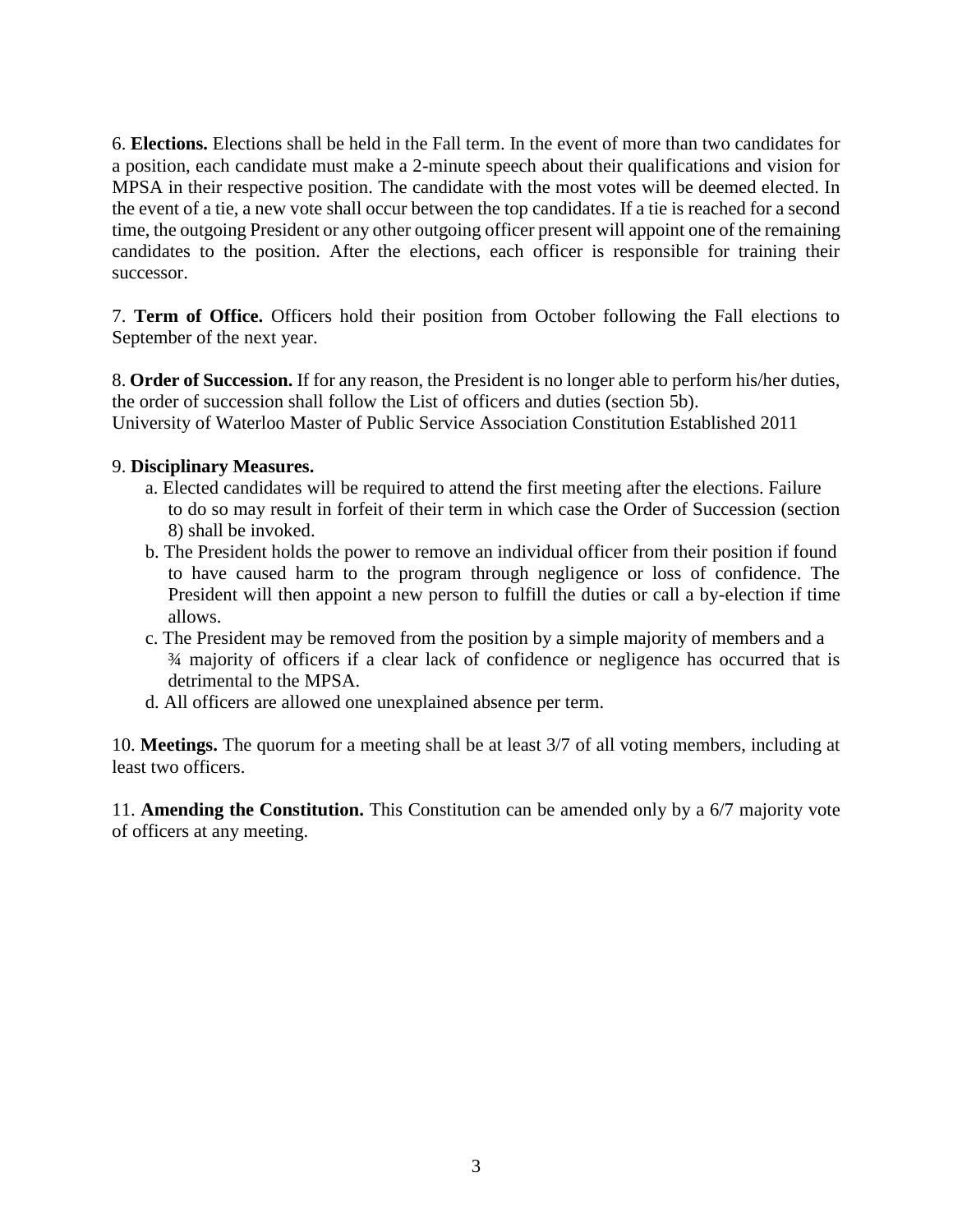6. **Elections.** Elections shall be held in the Fall term. In the event of more than two candidates for a position, each candidate must make a 2-minute speech about their qualifications and vision for MPSA in their respective position. The candidate with the most votes will be deemed elected. In the event of a tie, a new vote shall occur between the top candidates. If a tie is reached for a second time, the outgoing President or any other outgoing officer present will appoint one of the remaining candidates to the position. After the elections, each officer is responsible for training their successor.

7. **Term of Office.** Officers hold their position from October following the Fall elections to September of the next year.

8. **Order of Succession.** If for any reason, the President is no longer able to perform his/her duties, the order of succession shall follow the List of officers and duties (section 5b).
University of Waterloo Master of Public Service Association Constitution Established 2011

9. **Disciplinary Measures.**

a. Elected candidates will be required to attend the first meeting after the elections. Failure to do so may result in forfeit of their term in which case the Order of Succession (section 8) shall be invoked.

b. The President holds the power to remove an individual officer from their position if found to have caused harm to the program through negligence or loss of confidence. The President will then appoint a new person to fulfill the duties or call a by-election if time allows.

c. The President may be removed from the position by a simple majority of members and a ¾ majority of officers if a clear lack of confidence or negligence has occurred that is detrimental to the MPSA.

d. All officers are allowed one unexplained absence per term.

10. **Meetings.** The quorum for a meeting shall be at least 3/7 of all voting members, including at least two officers.

11. **Amending the Constitution.** This Constitution can be amended only by a 6/7 majority vote of officers at any meeting.